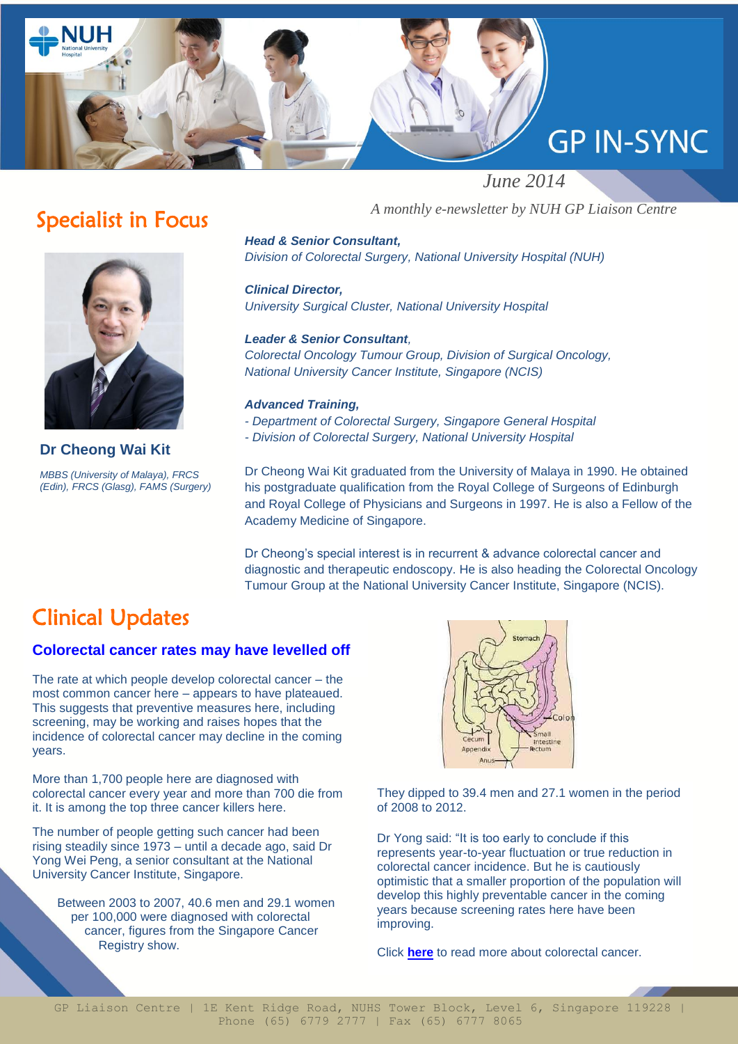# GP IN-SYNC

*June 2014*

*A monthly e-newsletter by NUH GP Liaison Centre*

## Specialist in Focus

**Dr Cheong Wai Kit**

*MBBS (University of Malaya), FRCS (Edin), FRCS (Glasg), FAMS (Surgery)*

***Head & Senior Consultant,***
*Division of Colorectal Surgery, National University Hospital (NUH)*

***Clinical Director,***
*University Surgical Cluster, National University Hospital*

***Leader & Senior Consultant,***
*Colorectal Oncology Tumour Group, Division of Surgical Oncology, National University Cancer Institute, Singapore (NCIS)*

***Advanced Training,***
*- Department of Colorectal Surgery, Singapore General Hospital*
*- Division of Colorectal Surgery, National University Hospital*

Dr Cheong Wai Kit graduated from the University of Malaya in 1990. He obtained his postgraduate qualification from the Royal College of Surgeons of Edinburgh and Royal College of Physicians and Surgeons in 1997. He is also a Fellow of the Academy Medicine of Singapore.

Dr Cheong's special interest is in recurrent & advance colorectal cancer and diagnostic and therapeutic endoscopy. He is also heading the Colorectal Oncology Tumour Group at the National University Cancer Institute, Singapore (NCIS).

## Clinical Updates

### Colorectal cancer rates may have levelled off

The rate at which people develop colorectal cancer – the most common cancer here – appears to have plateaued. This suggests that preventive measures here, including screening, may be working and raises hopes that the incidence of colorectal cancer may decline in the coming years.

More than 1,700 people here are diagnosed with colorectal cancer every year and more than 700 die from it. It is among the top three cancer killers here.

The number of people getting such cancer had been rising steadily since 1973 – until a decade ago, said Dr Yong Wei Peng, a senior consultant at the National University Cancer Institute, Singapore.

Between 2003 to 2007, 40.6 men and 29.1 women per 100,000 were diagnosed with colorectal cancer, figures from the Singapore Cancer Registry show.

They dipped to 39.4 men and 27.1 women in the period of 2008 to 2012.

Dr Yong said: "It is too early to conclude if this represents year-to-year fluctuation or true reduction in colorectal cancer incidence. But he is cautiously optimistic that a smaller proportion of the population will develop this highly preventable cancer in the coming years because screening rates here have been improving.

Click **here** to read more about colorectal cancer.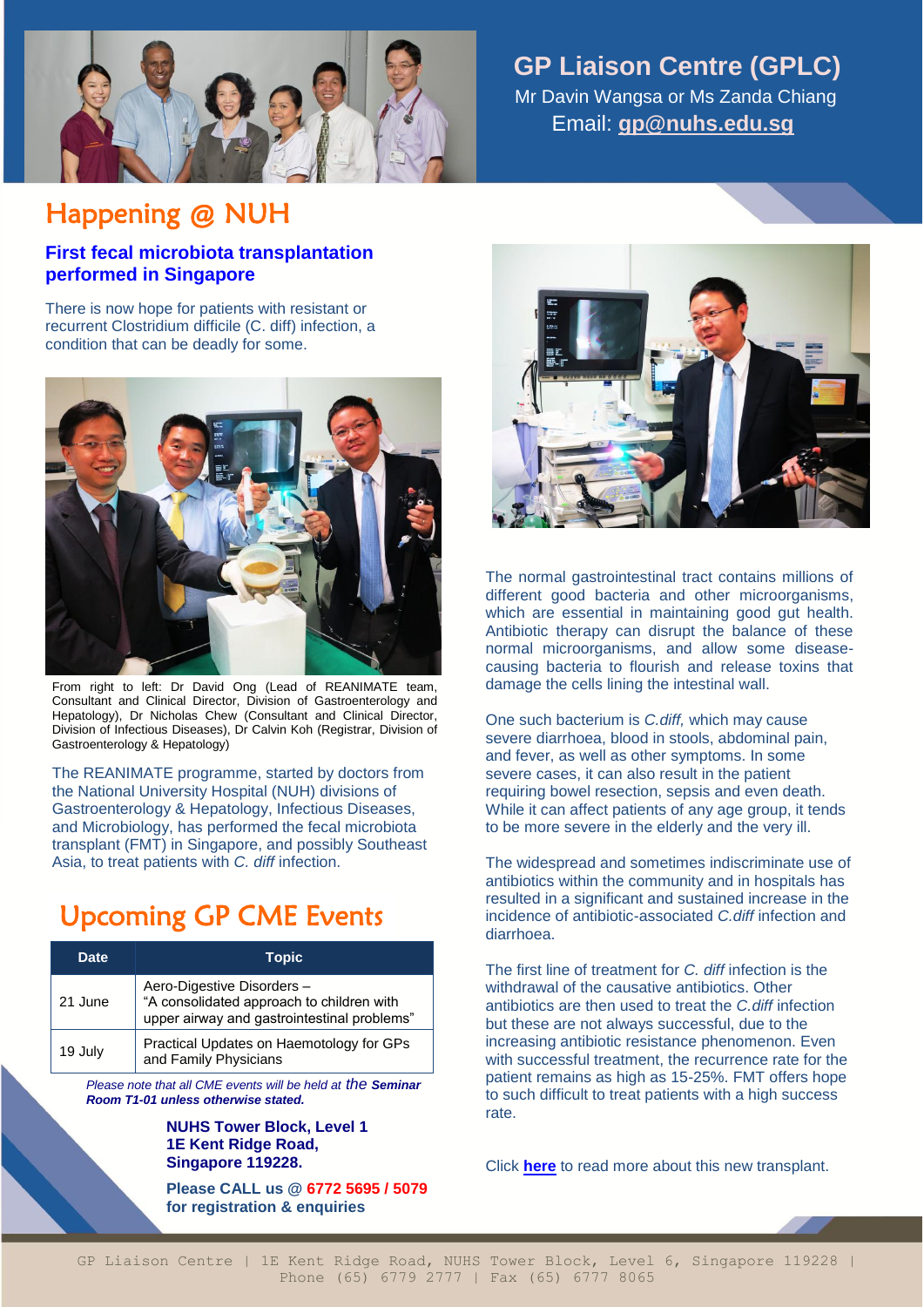## GP Liaison Centre (GPLC)

Mr Davin Wangsa or Ms Zanda Chiang

Email: **gp@nuhs.edu.sg**

# Happening @ NUH

### First fecal microbiota transplantation performed in Singapore

There is now hope for patients with resistant or recurrent Clostridium difficile (C. diff) infection, a condition that can be deadly for some.

From right to left: Dr David Ong (Lead of REANIMATE team, Consultant and Clinical Director, Division of Gastroenterology and Hepatology), Dr Nicholas Chew (Consultant and Clinical Director, Division of Infectious Diseases), Dr Calvin Koh (Registrar, Division of Gastroenterology & Hepatology)

The REANIMATE programme, started by doctors from the National University Hospital (NUH) divisions of Gastroenterology & Hepatology, Infectious Diseases, and Microbiology, has performed the fecal microbiota transplant (FMT) in Singapore, and possibly Southeast Asia, to treat patients with *C. diff* infection.

The normal gastrointestinal tract contains millions of different good bacteria and other microorganisms, which are essential in maintaining good gut health. Antibiotic therapy can disrupt the balance of these normal microorganisms, and allow some disease-causing bacteria to flourish and release toxins that damage the cells lining the intestinal wall.

One such bacterium is *C.diff,* which may cause severe diarrhoea, blood in stools, abdominal pain, and fever, as well as other symptoms. In some severe cases, it can also result in the patient requiring bowel resection, sepsis and even death. While it can affect patients of any age group, it tends to be more severe in the elderly and the very ill.

The widespread and sometimes indiscriminate use of antibiotics within the community and in hospitals has resulted in a significant and sustained increase in the incidence of antibiotic-associated *C.diff* infection and diarrhoea.

The first line of treatment for *C. diff* infection is the withdrawal of the causative antibiotics. Other antibiotics are then used to treat the *C.diff* infection but these are not always successful, due to the increasing antibiotic resistance phenomenon. Even with successful treatment, the recurrence rate for the patient remains as high as 15-25%. FMT offers hope to such difficult to treat patients with a high success rate.

Click **here** to read more about this new transplant.

# Upcoming GP CME Events

| Date | Topic |
|---|---|
| 21 June | Aero-Digestive Disorders – "A consolidated approach to children with upper airway and gastrointestinal problems" |
| 19 July | Practical Updates on Haemotology for GPs and Family Physicians |

*Please note that all CME events will be held at the* ***Seminar Room T1-01 unless otherwise stated.***

**NUHS Tower Block, Level 1**
**1E Kent Ridge Road,**
**Singapore 119228.**

**Please CALL us @ 6772 5695 / 5079 for registration & enquiries**

GP Liaison Centre | 1E Kent Ridge Road, NUHS Tower Block, Level 6, Singapore 119228 | Phone (65) 6779 2777 | Fax (65) 6777 8065